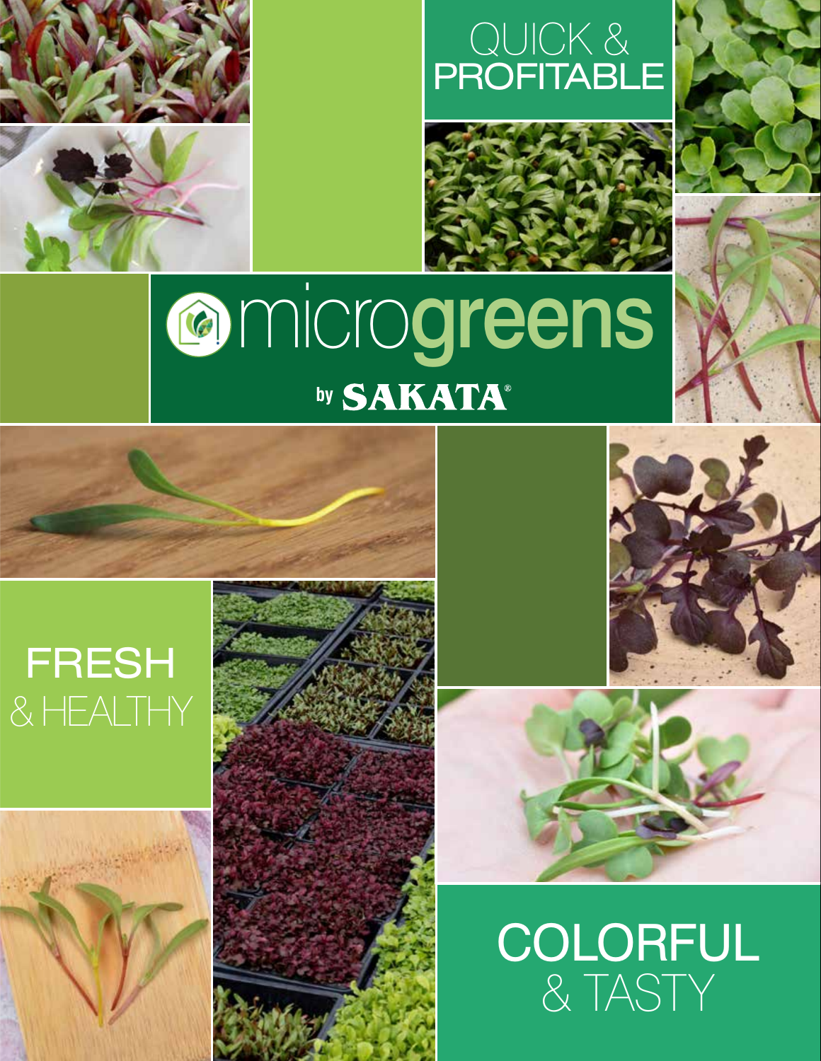# QUICK & PROFITABLE

# microgreens

by SAKATA®

## FRESH & HEALTHY

## COLORFUL & TASTY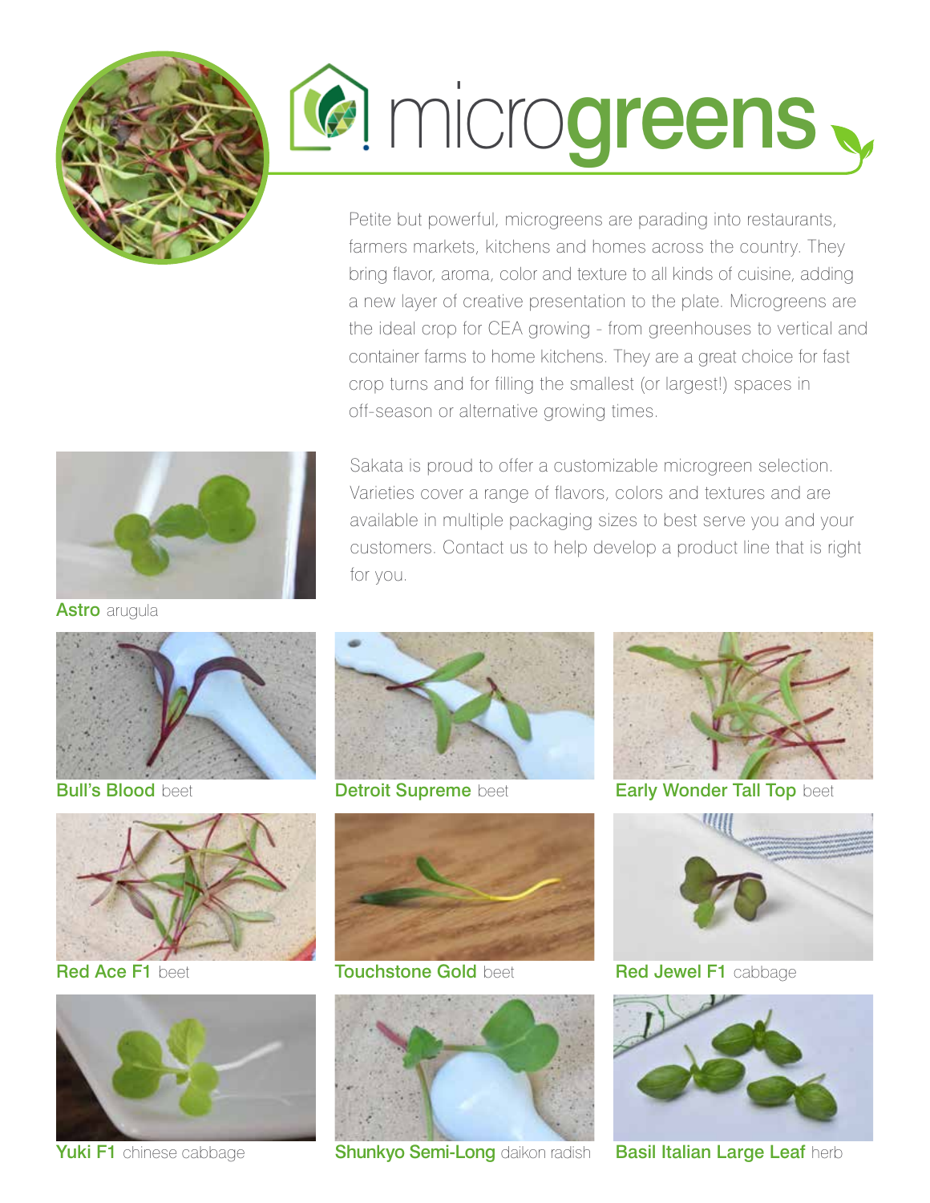# microgreens

Petite but powerful, microgreens are parading into restaurants, farmers markets, kitchens and homes across the country. They bring flavor, aroma, color and texture to all kinds of cuisine, adding a new layer of creative presentation to the plate. Microgreens are the ideal crop for CEA growing - from greenhouses to vertical and container farms to home kitchens. They are a great choice for fast crop turns and for filling the smallest (or largest!) spaces in off-season or alternative growing times.

Sakata is proud to offer a customizable microgreen selection. Varieties cover a range of flavors, colors and textures and are available in multiple packaging sizes to best serve you and your customers. Contact us to help develop a product line that is right for you.

**Astro** arugula

**Bull's Blood** beet

**Detroit Supreme** beet

**Early Wonder Tall Top** beet

**Red Ace F1** beet

**Touchstone Gold** beet

**Red Jewel F1** cabbage

**Yuki F1** chinese cabbage

**Shunkyo Semi-Long** daikon radish

**Basil Italian Large Leaf** herb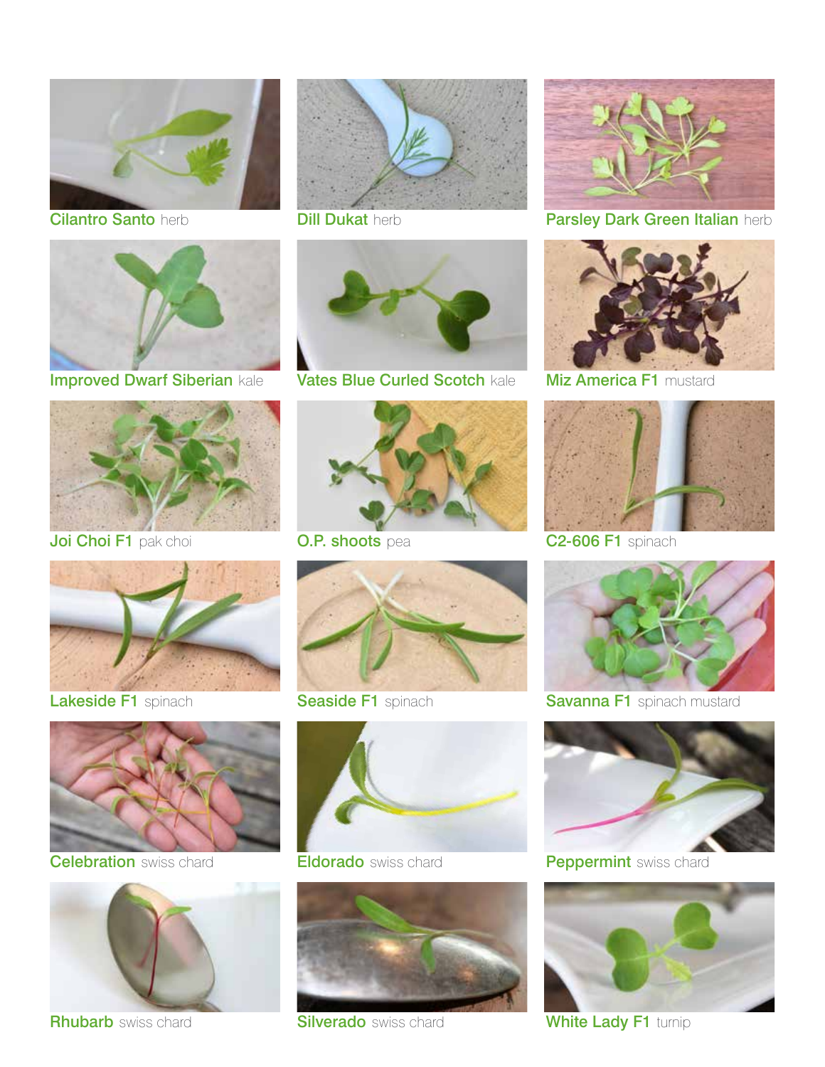**Cilantro Santo** herb

**Dill Dukat** herb

**Parsley Dark Green Italian** herb

**Improved Dwarf Siberian** kale

**Vates Blue Curled Scotch** kale

**Miz America F1** mustard

**Joi Choi F1** pak choi

**O.P. shoots** pea

**C2-606 F1** spinach

**Lakeside F1** spinach

**Seaside F1** spinach

**Savanna F1** spinach mustard

**Celebration** swiss chard

**Eldorado** swiss chard

**Peppermint** swiss chard

**Rhubarb** swiss chard

**Silverado** swiss chard

**White Lady F1** turnip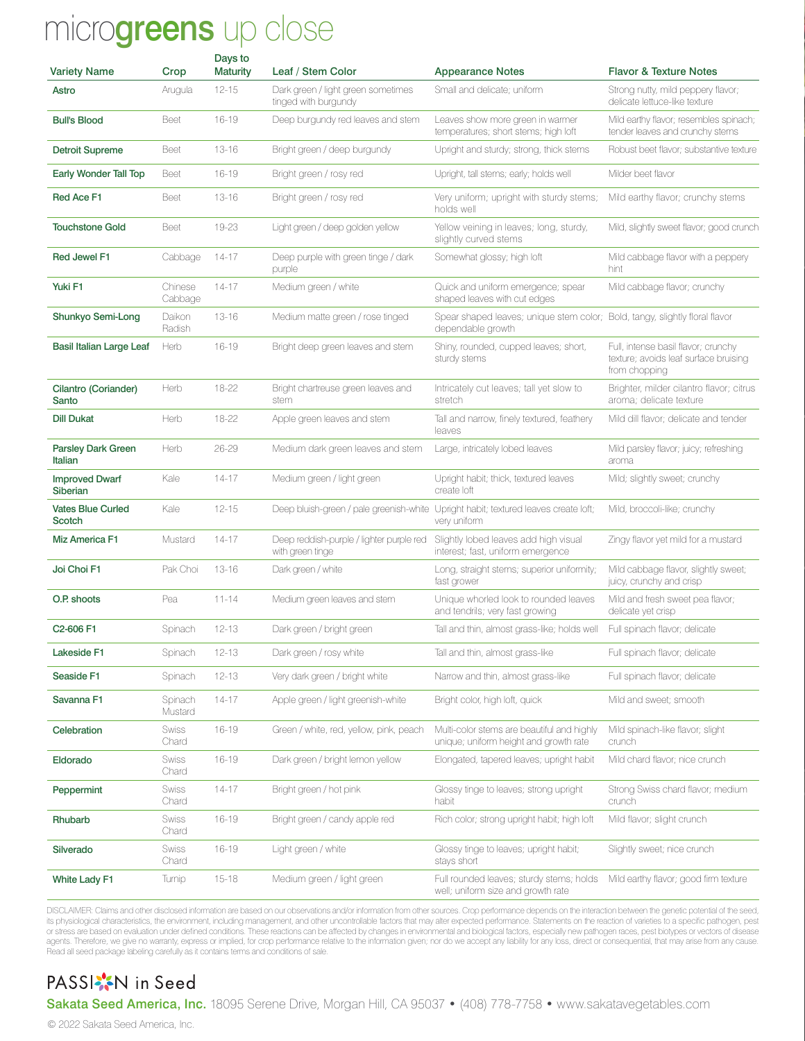# microgreens up close

| Variety Name | Crop | Days to Maturity | Leaf / Stem Color | Appearance Notes | Flavor & Texture Notes |
|---|---|---|---|---|---|
| **Astro** | Arugula | 12-15 | Dark green / light green sometimes tinged with burgundy | Small and delicate; uniform | Strong nutty, mild peppery flavor; delicate lettuce-like texture |
| **Bull's Blood** | Beet | 16-19 | Deep burgundy red leaves and stem | Leaves show more green in warmer temperatures; short stems; high loft | Mild earthy flavor; resembles spinach; tender leaves and crunchy stems |
| **Detroit Supreme** | Beet | 13-16 | Bright green / deep burgundy | Upright and sturdy; strong, thick stems | Robust beet flavor; substantive texture |
| **Early Wonder Tall Top** | Beet | 16-19 | Bright green / rosy red | Upright, tall stems; early; holds well | Milder beet flavor |
| **Red Ace F1** | Beet | 13-16 | Bright green / rosy red | Very uniform; upright with sturdy stems; holds well | Mild earthy flavor; crunchy stems |
| **Touchstone Gold** | Beet | 19-23 | Light green / deep golden yellow | Yellow veining in leaves; long, sturdy, slightly curved stems | Mild, slightly sweet flavor; good crunch |
| **Red Jewel F1** | Cabbage | 14-17 | Deep purple with green tinge / dark purple | Somewhat glossy; high loft | Mild cabbage flavor with a peppery hint |
| **Yuki F1** | Chinese Cabbage | 14-17 | Medium green / white | Quick and uniform emergence; spear shaped leaves with cut edges | Mild cabbage flavor; crunchy |
| **Shunkyo Semi-Long** | Daikon Radish | 13-16 | Medium matte green / rose tinged | Spear shaped leaves; unique stem color; dependable growth | Bold, tangy, slightly floral flavor |
| **Basil Italian Large Leaf** | Herb | 16-19 | Bright deep green leaves and stem | Shiny, rounded, cupped leaves; short, sturdy stems | Full, intense basil flavor; crunchy texture; avoids leaf surface bruising from chopping |
| **Cilantro (Coriander) Santo** | Herb | 18-22 | Bright chartreuse green leaves and stem | Intricately cut leaves; tall yet slow to stretch | Brighter, milder cilantro flavor; citrus aroma; delicate texture |
| **Dill Dukat** | Herb | 18-22 | Apple green leaves and stem | Tall and narrow, finely textured, feathery leaves | Mild dill flavor; delicate and tender |
| **Parsley Dark Green Italian** | Herb | 26-29 | Medium dark green leaves and stem | Large, intricately lobed leaves | Mild parsley flavor; juicy; refreshing aroma |
| **Improved Dwarf Siberian** | Kale | 14-17 | Medium green / light green | Upright habit; thick, textured leaves create loft | Mild; slightly sweet; crunchy |
| **Vates Blue Curled Scotch** | Kale | 12-15 | Deep bluish-green / pale greenish-white | Upright habit; textured leaves create loft; very uniform | Mild, broccoli-like; crunchy |
| **Miz America F1** | Mustard | 14-17 | Deep reddish-purple / lighter purple red with green tinge | Slightly lobed leaves add high visual interest; fast, uniform emergence | Zingy flavor yet mild for a mustard |
| **Joi Choi F1** | Pak Choi | 13-16 | Dark green / white | Long, straight stems; superior uniformity; fast grower | Mild cabbage flavor, slightly sweet; juicy, crunchy and crisp |
| **O.P. shoots** | Pea | 11-14 | Medium green leaves and stem | Unique whorled look to rounded leaves and tendrils; very fast growing | Mild and fresh sweet pea flavor; delicate yet crisp |
| **C2-606 F1** | Spinach | 12-13 | Dark green / bright green | Tall and thin, almost grass-like; holds well | Full spinach flavor; delicate |
| **Lakeside F1** | Spinach | 12-13 | Dark green / rosy white | Tall and thin, almost grass-like | Full spinach flavor; delicate |
| **Seaside F1** | Spinach | 12-13 | Very dark green / bright white | Narrow and thin, almost grass-like | Full spinach flavor; delicate |
| **Savanna F1** | Spinach Mustard | 14-17 | Apple green / light greenish-white | Bright color, high loft, quick | Mild and sweet; smooth |
| **Celebration** | Swiss Chard | 16-19 | Green / white, red, yellow, pink, peach | Multi-color stems are beautiful and highly unique; uniform height and growth rate | Mild spinach-like flavor; slight crunch |
| **Eldorado** | Swiss Chard | 16-19 | Dark green / bright lemon yellow | Elongated, tapered leaves; upright habit | Mild chard flavor; nice crunch |
| **Peppermint** | Swiss Chard | 14-17 | Bright green / hot pink | Glossy tinge to leaves; strong upright habit | Strong Swiss chard flavor; medium crunch |
| **Rhubarb** | Swiss Chard | 16-19 | Bright green / candy apple red | Rich color; strong upright habit; high loft | Mild flavor; slight crunch |
| **Silverado** | Swiss Chard | 16-19 | Light green / white | Glossy tinge to leaves; upright habit; stays short | Slightly sweet; nice crunch |
| **White Lady F1** | Turnip | 15-18 | Medium green / light green | Full rounded leaves; sturdy stems; holds well; uniform size and growth rate | Mild earthy flavor; good firm texture |

DISCLAIMER: Claims and other disclosed information are based on our observations and/or information from other sources. Crop performance depends on the interaction between the genetic potential of the seed, its physiological characteristics, the environment, including management, and other uncontrollable factors that may alter expected performance. Statements on the reaction of varieties to a specific pathogen, pest or stress are based on evaluation under defined conditions. These reactions can be affected by changes in environmental and biological factors, especially new pathogen races, pest biotypes or vectors of disease agents. Therefore, we give no warranty, express or implied, for crop performance relative to the information given; nor do we accept any liability for any loss, direct or consequential, that may arise from any cause. Read all seed package labeling carefully as it contains terms and conditions of sale.

PASSION in Seed

**Sakata Seed America, Inc.** 18095 Serene Drive, Morgan Hill, CA 95037 • (408) 778-7758 • www.sakatavegetables.com

© 2022 Sakata Seed America, Inc.